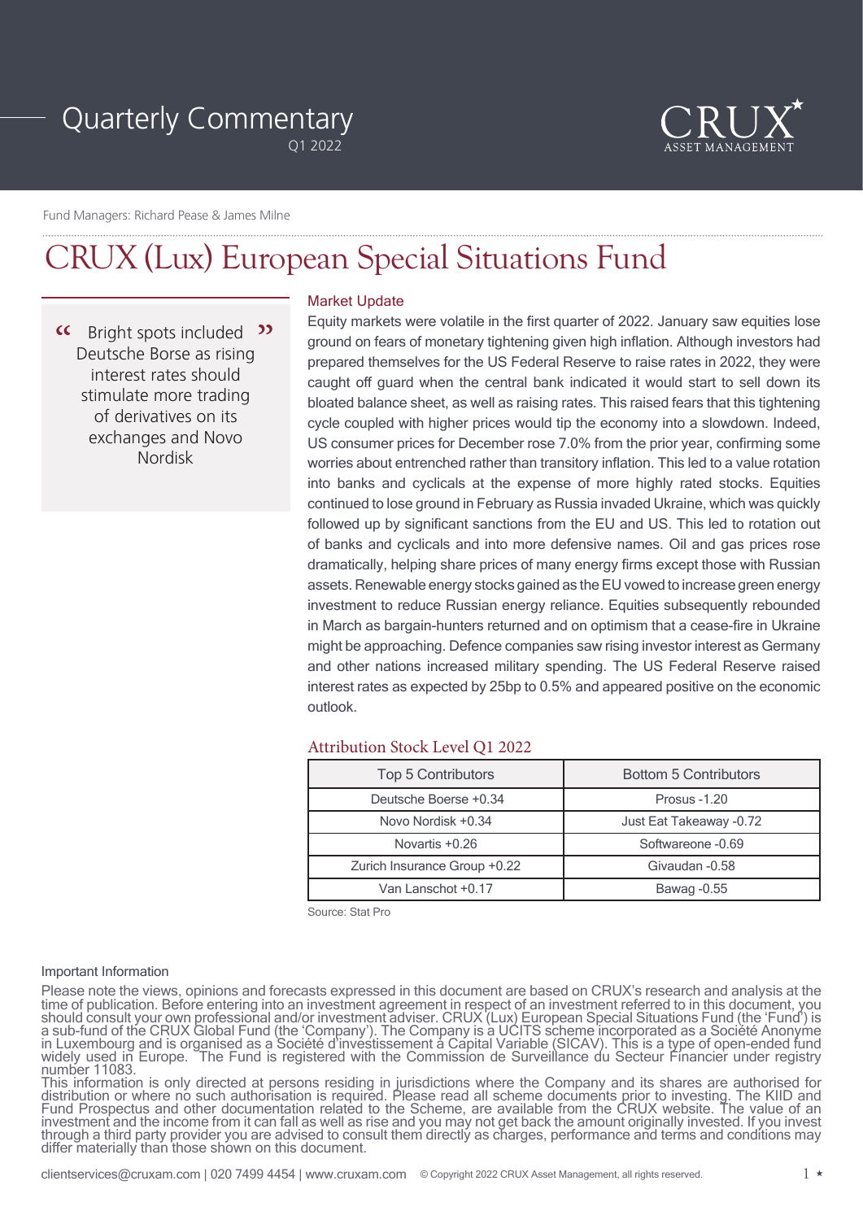# Quarterly Commentary

Q1 2022

CRUX ASSET MANAGEMENT

Fund Managers: Richard Pease & James Milne

# CRUX (Lux) European Special Situations Fund

> “ Bright spots included Deutsche Borse as rising interest rates should stimulate more trading of derivatives on its exchanges and Novo Nordisk ”

## Market Update

Equity markets were volatile in the first quarter of 2022. January saw equities lose ground on fears of monetary tightening given high inflation. Although investors had prepared themselves for the US Federal Reserve to raise rates in 2022, they were caught off guard when the central bank indicated it would start to sell down its bloated balance sheet, as well as raising rates. This raised fears that this tightening cycle coupled with higher prices would tip the economy into a slowdown. Indeed, US consumer prices for December rose 7.0% from the prior year, confirming some worries about entrenched rather than transitory inflation. This led to a value rotation into banks and cyclicals at the expense of more highly rated stocks. Equities continued to lose ground in February as Russia invaded Ukraine, which was quickly followed up by significant sanctions from the EU and US. This led to rotation out of banks and cyclicals and into more defensive names. Oil and gas prices rose dramatically, helping share prices of many energy firms except those with Russian assets. Renewable energy stocks gained as the EU vowed to increase green energy investment to reduce Russian energy reliance. Equities subsequently rebounded in March as bargain-hunters returned and on optimism that a cease-fire in Ukraine might be approaching. Defence companies saw rising investor interest as Germany and other nations increased military spending. The US Federal Reserve raised interest rates as expected by 25bp to 0.5% and appeared positive on the economic outlook.

## Attribution Stock Level Q1 2022

| Top 5 Contributors | Bottom 5 Contributors |
|---|---|
| Deutsche Boerse +0.34 | Prosus -1.20 |
| Novo Nordisk +0.34 | Just Eat Takeaway -0.72 |
| Novartis +0.26 | Softwareone -0.69 |
| Zurich Insurance Group +0.22 | Givaudan -0.58 |
| Van Lanschot +0.17 | Bawag -0.55 |

Source: Stat Pro

### Important Information

Please note the views, opinions and forecasts expressed in this document are based on CRUX's research and analysis at the time of publication. Before entering into an investment agreement in respect of an investment referred to in this document, you should consult your own professional and/or investment adviser. CRUX (Lux) European Special Situations Fund (the 'Fund') is a sub-fund of the CRUX Global Fund (the 'Company'). The Company is a UCITS scheme incorporated as a Société Anonyme in Luxembourg and is organised as a Société d'investissement à Capital Variable (SICAV). This is a type of open-ended fund widely used in Europe. The Fund is registered with the Commission de Surveillance du Secteur Financier under registry number 11083.

This information is only directed at persons residing in jurisdictions where the Company and its shares are authorised for distribution or where no such authorisation is required. Please read all scheme documents prior to investing. The KIID and Fund Prospectus and other documentation related to the Scheme, are available from the CRUX website. The value of an investment and the income from it can fall as well as rise and you may not get back the amount originally invested. If you invest through a third party provider you are advised to consult them directly as charges, performance and terms and conditions may differ materially than those shown on this document.

clientservices@cruxam.com | 020 7499 4454 | www.cruxam.com © Copyright 2022 CRUX Asset Management, all rights reserved.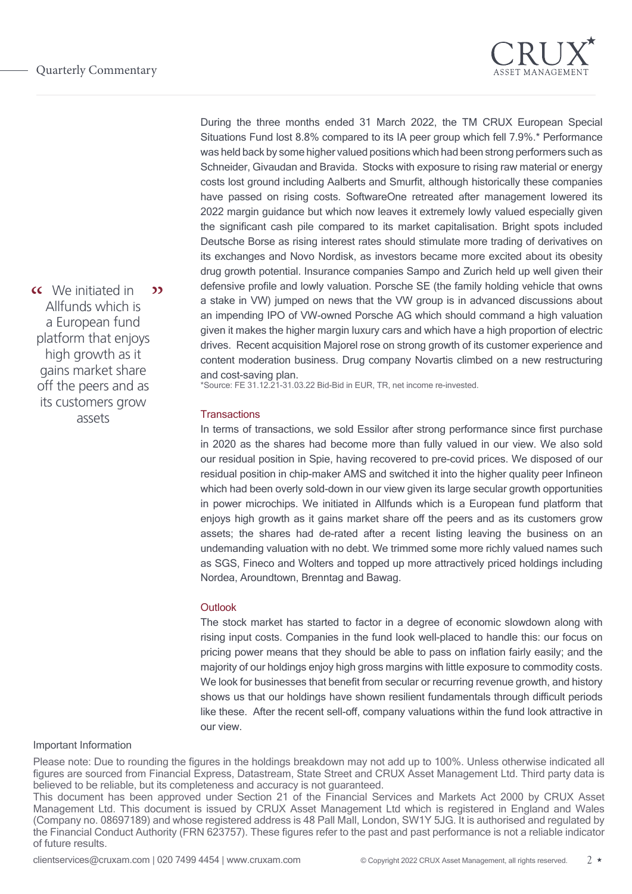During the three months ended 31 March 2022, the TM CRUX European Special Situations Fund lost 8.8% compared to its IA peer group which fell 7.9%.* Performance was held back by some higher valued positions which had been strong performers such as Schneider, Givaudan and Bravida. Stocks with exposure to rising raw material or energy costs lost ground including Aalberts and Smurfit, although historically these companies have passed on rising costs. SoftwareOne retreated after management lowered its 2022 margin guidance but which now leaves it extremely lowly valued especially given the significant cash pile compared to its market capitalisation. Bright spots included Deutsche Borse as rising interest rates should stimulate more trading of derivatives on its exchanges and Novo Nordisk, as investors became more excited about its obesity drug growth potential. Insurance companies Sampo and Zurich held up well given their defensive profile and lowly valuation. Porsche SE (the family holding vehicle that owns a stake in VW) jumped on news that the VW group is in advanced discussions about an impending IPO of VW-owned Porsche AG which should command a high valuation given it makes the higher margin luxury cars and which have a high proportion of electric drives. Recent acquisition Majorel rose on strong growth of its customer experience and content moderation business. Drug company Novartis climbed on a new restructuring and cost-saving plan.

*Source: FE 31.12.21-31.03.22 Bid-Bid in EUR, TR, net income re-invested.

> "We initiated in Allfunds which is a European fund platform that enjoys high growth as it gains market share off the peers and as its customers grow assets"

### Transactions

In terms of transactions, we sold Essilor after strong performance since first purchase in 2020 as the shares had become more than fully valued in our view. We also sold our residual position in Spie, having recovered to pre-covid prices. We disposed of our residual position in chip-maker AMS and switched it into the higher quality peer Infineon which had been overly sold-down in our view given its large secular growth opportunities in power microchips. We initiated in Allfunds which is a European fund platform that enjoys high growth as it gains market share off the peers and as its customers grow assets; the shares had de-rated after a recent listing leaving the business on an undemanding valuation with no debt. We trimmed some more richly valued names such as SGS, Fineco and Wolters and topped up more attractively priced holdings including Nordea, Aroundtown, Brenntag and Bawag.

### Outlook

The stock market has started to factor in a degree of economic slowdown along with rising input costs. Companies in the fund look well-placed to handle this: our focus on pricing power means that they should be able to pass on inflation fairly easily; and the majority of our holdings enjoy high gross margins with little exposure to commodity costs. We look for businesses that benefit from secular or recurring revenue growth, and history shows us that our holdings have shown resilient fundamentals through difficult periods like these. After the recent sell-off, company valuations within the fund look attractive in our view.

### Important Information

Please note: Due to rounding the figures in the holdings breakdown may not add up to 100%. Unless otherwise indicated all figures are sourced from Financial Express, Datastream, State Street and CRUX Asset Management Ltd. Third party data is believed to be reliable, but its completeness and accuracy is not guaranteed.

This document has been approved under Section 21 of the Financial Services and Markets Act 2000 by CRUX Asset Management Ltd. This document is issued by CRUX Asset Management Ltd which is registered in England and Wales (Company no. 08697189) and whose registered address is 48 Pall Mall, London, SW1Y 5JG. It is authorised and regulated by the Financial Conduct Authority (FRN 623757). These figures refer to the past and past performance is not a reliable indicator of future results.

clientservices@cruxam.com | 020 7499 4454 | www.cruxam.com

© Copyright 2022 CRUX Asset Management, all rights reserved.